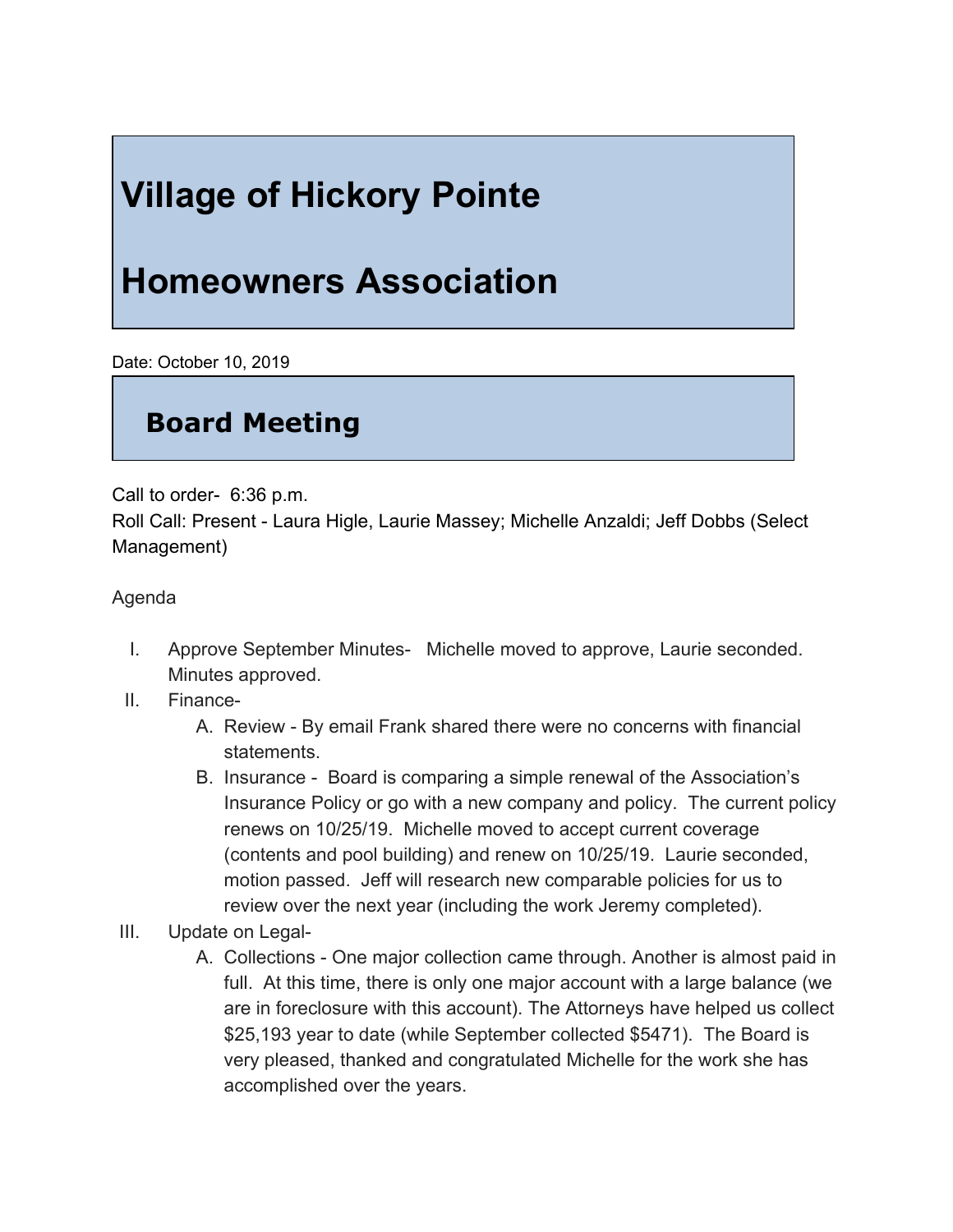# Village of Hickory Pointe

# Homeowners Association

Date: October 10, 2019

## Board Meeting

Call to order- 6:36 p.m.
Roll Call: Present - Laura Higle, Laurie Massey; Michelle Anzaldi; Jeff Dobbs (Select Management)

Agenda

I. Approve September Minutes- Michelle moved to approve, Laurie seconded. Minutes approved.

II. Finance-
   A. Review - By email Frank shared there were no concerns with financial statements.
   B. Insurance - Board is comparing a simple renewal of the Association's Insurance Policy or go with a new company and policy. The current policy renews on 10/25/19. Michelle moved to accept current coverage (contents and pool building) and renew on 10/25/19. Laurie seconded, motion passed. Jeff will research new comparable policies for us to review over the next year (including the work Jeremy completed).

III. Update on Legal-
   A. Collections - One major collection came through. Another is almost paid in full. At this time, there is only one major account with a large balance (we are in foreclosure with this account). The Attorneys have helped us collect $25,193 year to date (while September collected $5471). The Board is very pleased, thanked and congratulated Michelle for the work she has accomplished over the years.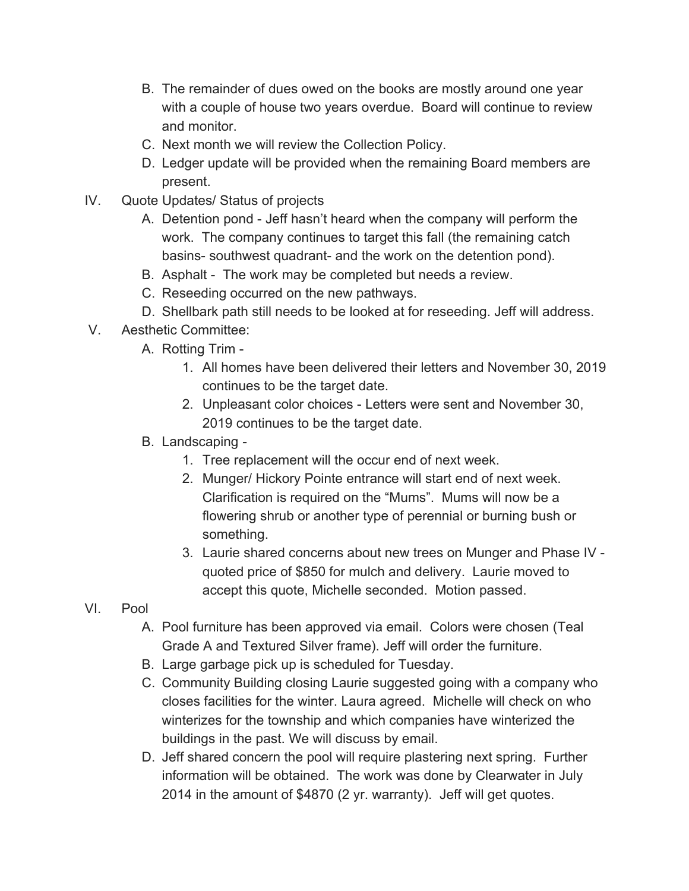B. The remainder of dues owed on the books are mostly around one year with a couple of house two years overdue. Board will continue to review and monitor.

C. Next month we will review the Collection Policy.

D. Ledger update will be provided when the remaining Board members are present.

IV. Quote Updates/ Status of projects

A. Detention pond - Jeff hasn't heard when the company will perform the work. The company continues to target this fall (the remaining catch basins- southwest quadrant- and the work on the detention pond).

B. Asphalt - The work may be completed but needs a review.

C. Reseeding occurred on the new pathways.

D. Shellbark path still needs to be looked at for reseeding. Jeff will address.

V. Aesthetic Committee:

A. Rotting Trim -

1. All homes have been delivered their letters and November 30, 2019 continues to be the target date.
2. Unpleasant color choices - Letters were sent and November 30, 2019 continues to be the target date.

B. Landscaping -

1. Tree replacement will the occur end of next week.
2. Munger/ Hickory Pointe entrance will start end of next week. Clarification is required on the "Mums". Mums will now be a flowering shrub or another type of perennial or burning bush or something.
3. Laurie shared concerns about new trees on Munger and Phase IV - quoted price of $850 for mulch and delivery. Laurie moved to accept this quote, Michelle seconded. Motion passed.

VI. Pool

A. Pool furniture has been approved via email. Colors were chosen (Teal Grade A and Textured Silver frame). Jeff will order the furniture.

B. Large garbage pick up is scheduled for Tuesday.

C. Community Building closing Laurie suggested going with a company who closes facilities for the winter. Laura agreed. Michelle will check on who winterizes for the township and which companies have winterized the buildings in the past. We will discuss by email.

D. Jeff shared concern the pool will require plastering next spring. Further information will be obtained. The work was done by Clearwater in July 2014 in the amount of $4870 (2 yr. warranty). Jeff will get quotes.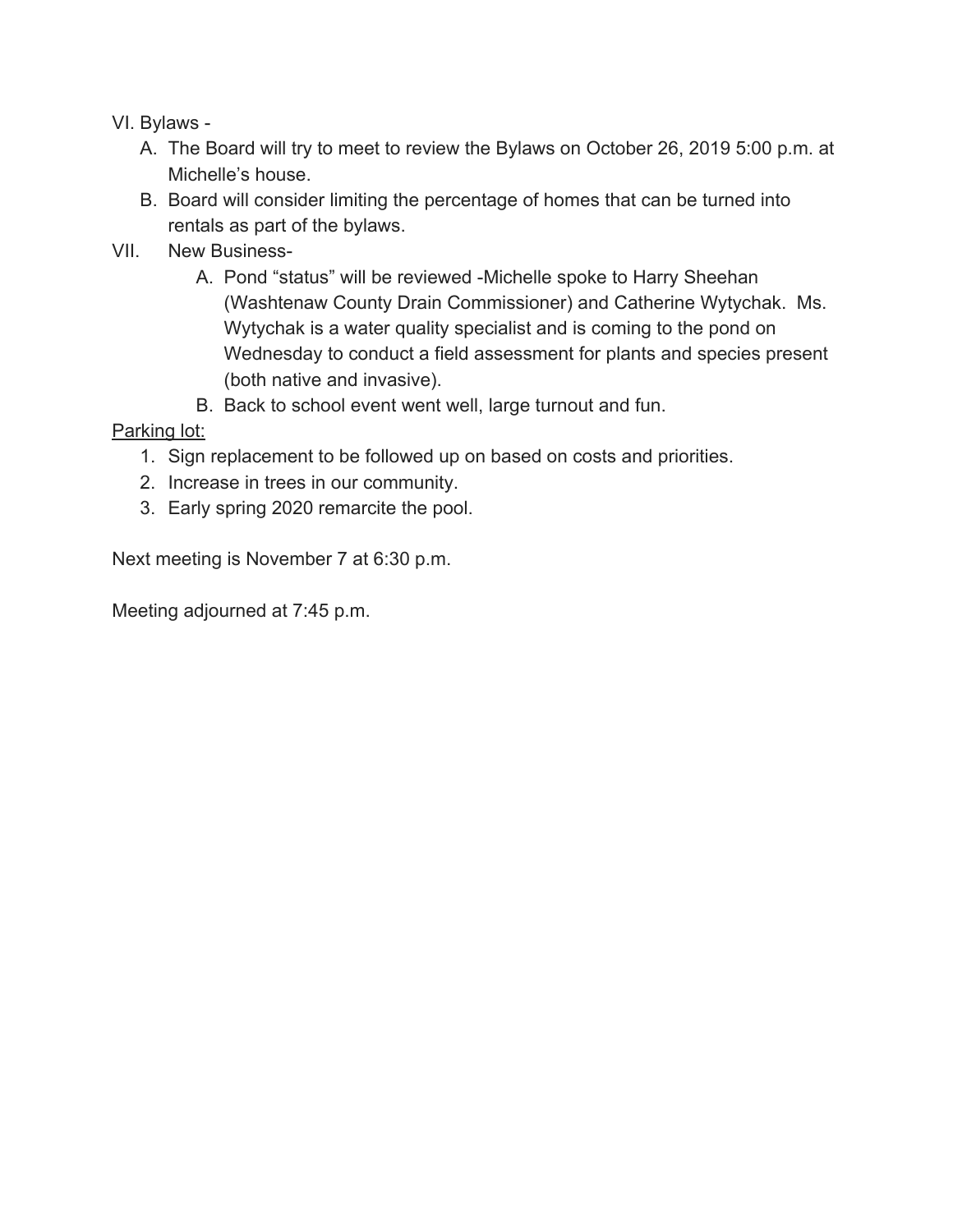VI. Bylaws -

A. The Board will try to meet to review the Bylaws on October 26, 2019 5:00 p.m. at Michelle's house.
B. Board will consider limiting the percentage of homes that can be turned into rentals as part of the bylaws.

VII. New Business-

A. Pond "status" will be reviewed -Michelle spoke to Harry Sheehan (Washtenaw County Drain Commissioner) and Catherine Wytychak. Ms. Wytychak is a water quality specialist and is coming to the pond on Wednesday to conduct a field assessment for plants and species present (both native and invasive).
B. Back to school event went well, large turnout and fun.

Parking lot:

1. Sign replacement to be followed up on based on costs and priorities.
2. Increase in trees in our community.
3. Early spring 2020 remarcite the pool.

Next meeting is November 7 at 6:30 p.m.

Meeting adjourned at 7:45 p.m.